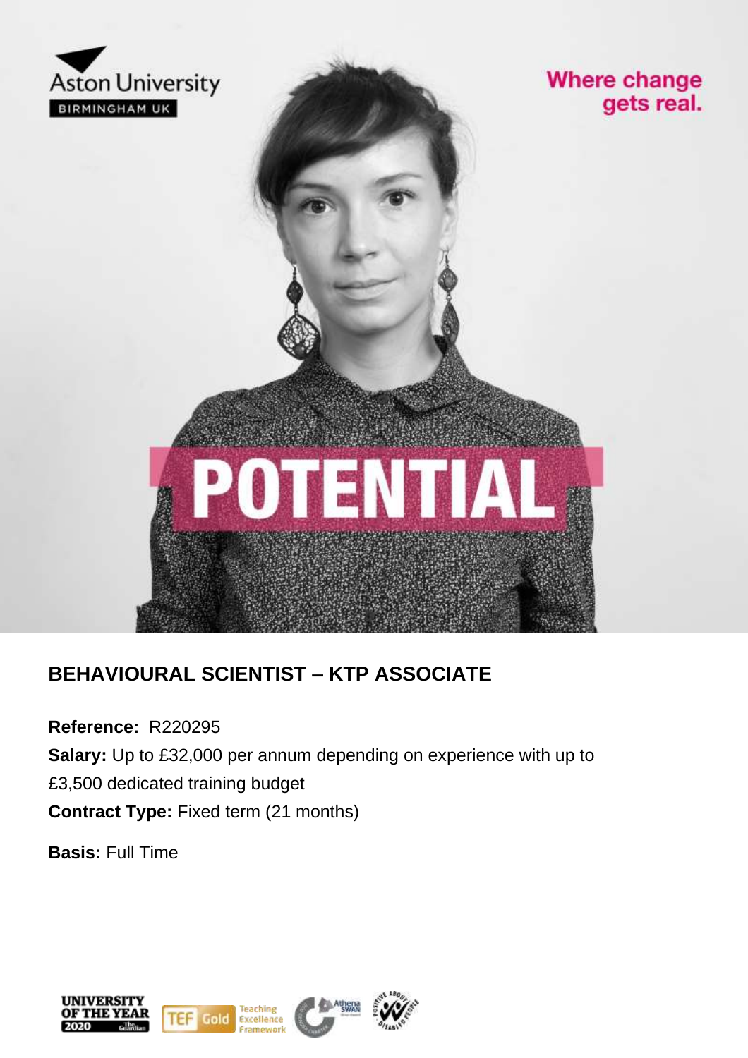Aston University

BIRMINGHAM UK

Where change gets real.

POTENTIAL

## BEHAVIOURAL SCIENTIST – KTP ASSOCIATE

**Reference:** R220295

**Salary:** Up to £32,000 per annum depending on experience with up to £3,500 dedicated training budget

**Contract Type:** Fixed term (21 months)

**Basis:** Full Time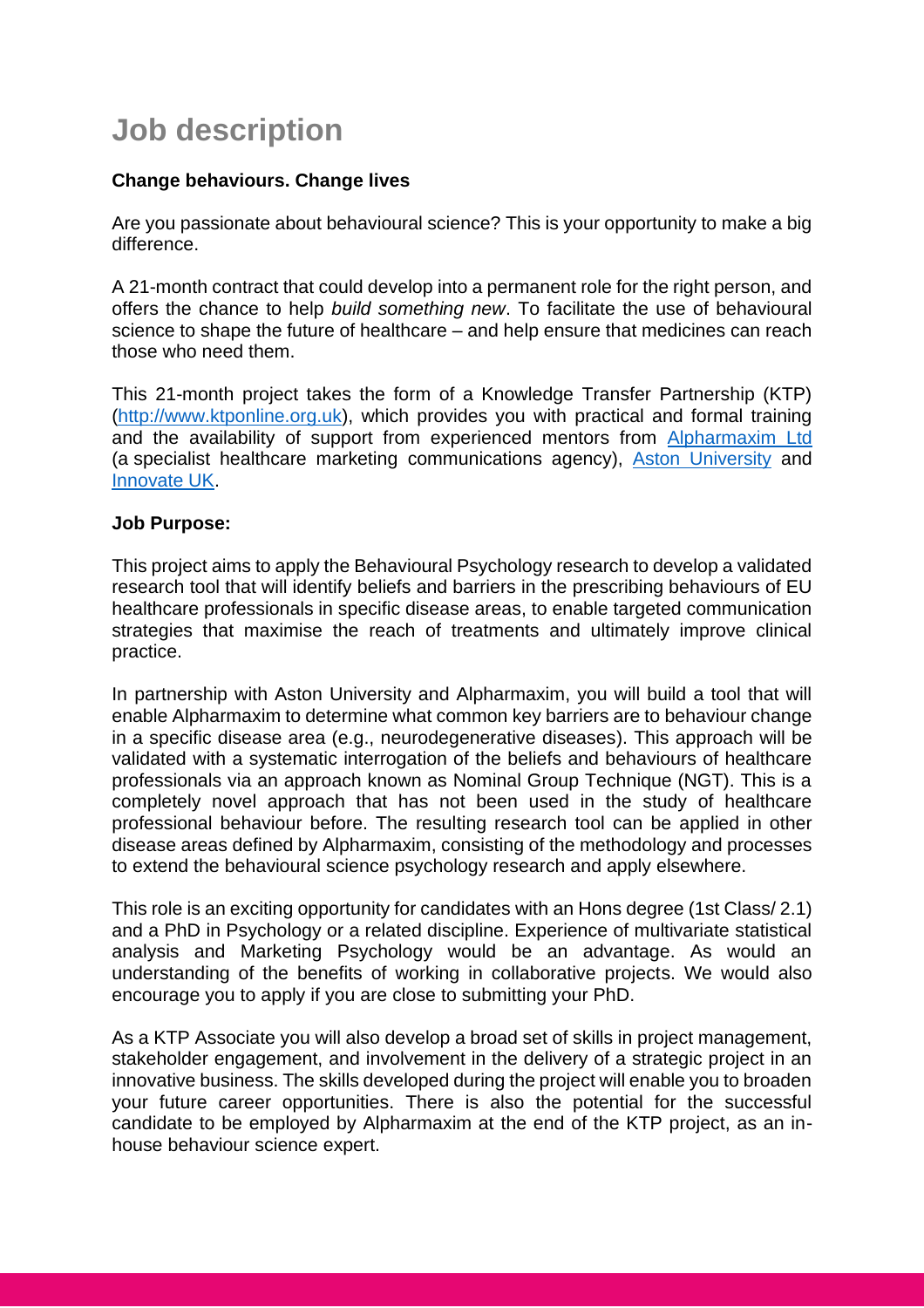# Job description

**Change behaviours. Change lives**

Are you passionate about behavioural science? This is your opportunity to make a big difference.

A 21-month contract that could develop into a permanent role for the right person, and offers the chance to help *build something new*. To facilitate the use of behavioural science to shape the future of healthcare – and help ensure that medicines can reach those who need them.

This 21-month project takes the form of a Knowledge Transfer Partnership (KTP) ([http://www.ktponline.org.uk](http://www.ktponline.org.uk)), which provides you with practical and formal training and the availability of support from experienced mentors from Alpharmaxim Ltd (a specialist healthcare marketing communications agency), Aston University and Innovate UK.

**Job Purpose:**

This project aims to apply the Behavioural Psychology research to develop a validated research tool that will identify beliefs and barriers in the prescribing behaviours of EU healthcare professionals in specific disease areas, to enable targeted communication strategies that maximise the reach of treatments and ultimately improve clinical practice.

In partnership with Aston University and Alpharmaxim, you will build a tool that will enable Alpharmaxim to determine what common key barriers are to behaviour change in a specific disease area (e.g., neurodegenerative diseases). This approach will be validated with a systematic interrogation of the beliefs and behaviours of healthcare professionals via an approach known as Nominal Group Technique (NGT). This is a completely novel approach that has not been used in the study of healthcare professional behaviour before. The resulting research tool can be applied in other disease areas defined by Alpharmaxim, consisting of the methodology and processes to extend the behavioural science psychology research and apply elsewhere.

This role is an exciting opportunity for candidates with an Hons degree (1st Class/ 2.1) and a PhD in Psychology or a related discipline. Experience of multivariate statistical analysis and Marketing Psychology would be an advantage. As would an understanding of the benefits of working in collaborative projects. We would also encourage you to apply if you are close to submitting your PhD.

As a KTP Associate you will also develop a broad set of skills in project management, stakeholder engagement, and involvement in the delivery of a strategic project in an innovative business. The skills developed during the project will enable you to broaden your future career opportunities. There is also the potential for the successful candidate to be employed by Alpharmaxim at the end of the KTP project, as an in-house behaviour science expert.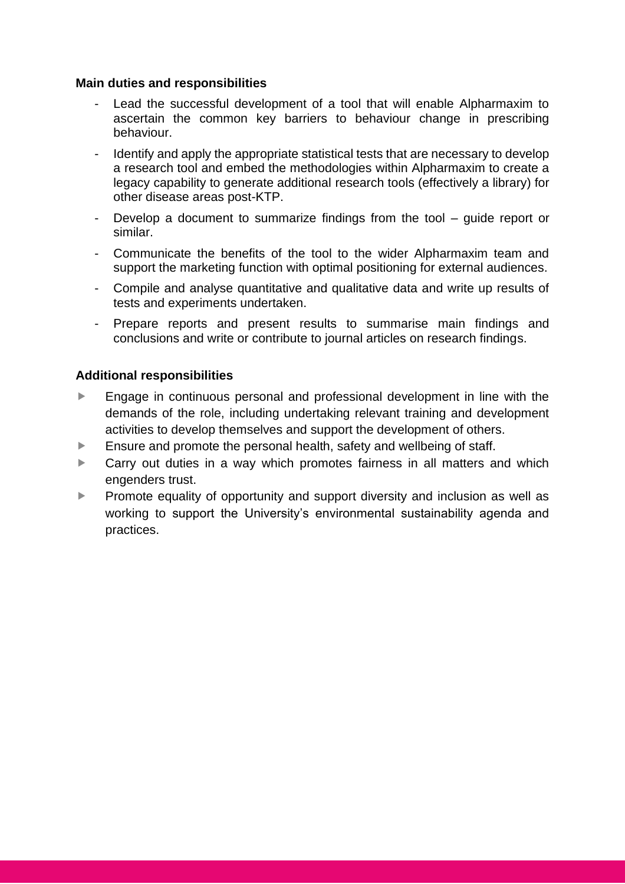**Main duties and responsibilities**

- Lead the successful development of a tool that will enable Alpharmaxim to ascertain the common key barriers to behaviour change in prescribing behaviour.
- Identify and apply the appropriate statistical tests that are necessary to develop a research tool and embed the methodologies within Alpharmaxim to create a legacy capability to generate additional research tools (effectively a library) for other disease areas post-KTP.
- Develop a document to summarize findings from the tool – guide report or similar.
- Communicate the benefits of the tool to the wider Alpharmaxim team and support the marketing function with optimal positioning for external audiences.
- Compile and analyse quantitative and qualitative data and write up results of tests and experiments undertaken.
- Prepare reports and present results to summarise main findings and conclusions and write or contribute to journal articles on research findings.

**Additional responsibilities**

- Engage in continuous personal and professional development in line with the demands of the role, including undertaking relevant training and development activities to develop themselves and support the development of others.
- Ensure and promote the personal health, safety and wellbeing of staff.
- Carry out duties in a way which promotes fairness in all matters and which engenders trust.
- Promote equality of opportunity and support diversity and inclusion as well as working to support the University's environmental sustainability agenda and practices.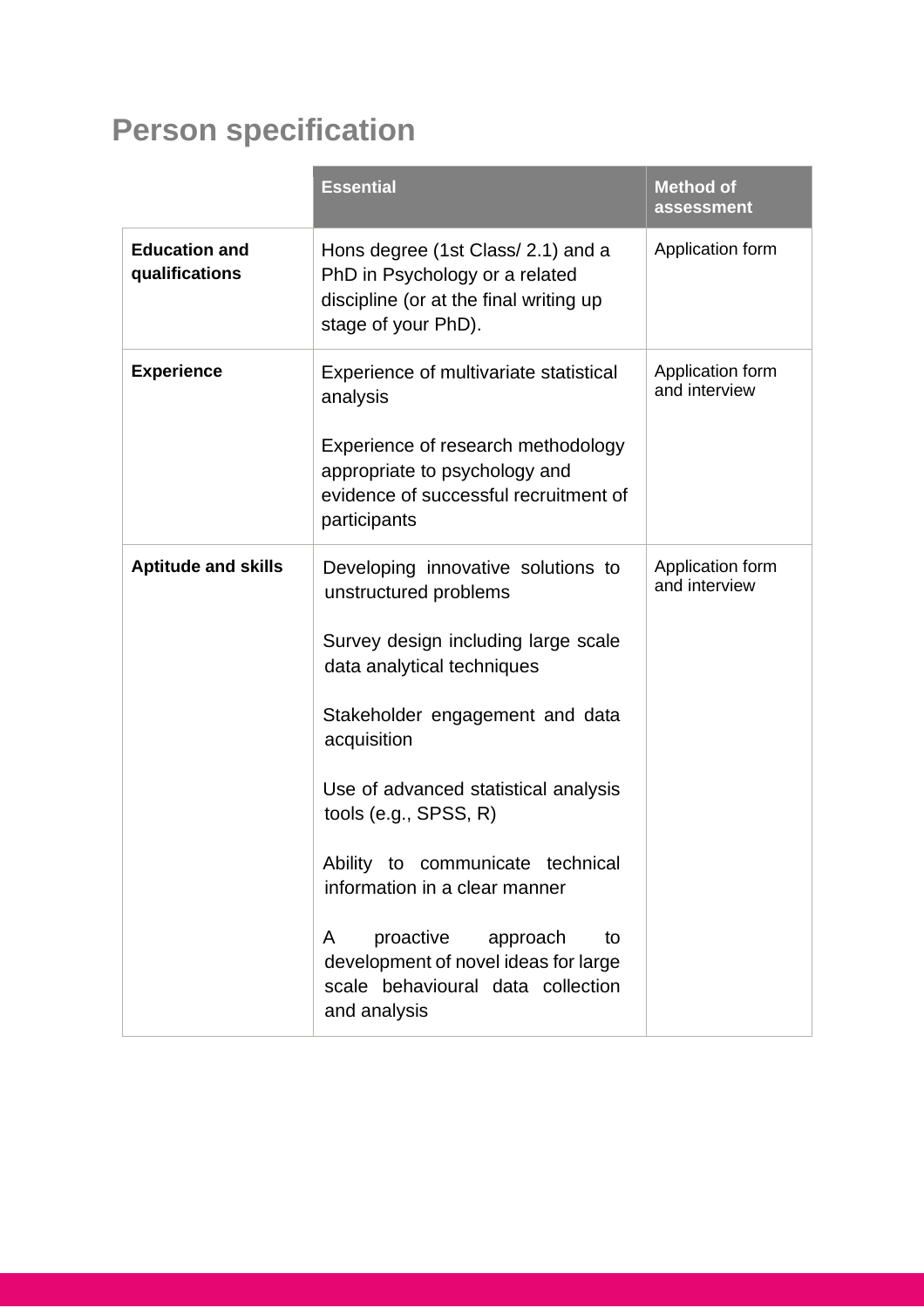## Person specification

| | Essential | Method of assessment |
|---|---|---|
| **Education and qualifications** | Hons degree (1st Class/ 2.1) and a PhD in Psychology or a related discipline (or at the final writing up stage of your PhD). | Application form |
| **Experience** | Experience of multivariate statistical analysis<br><br>Experience of research methodology appropriate to psychology and evidence of successful recruitment of participants | Application form and interview |
| **Aptitude and skills** | Developing innovative solutions to unstructured problems<br><br>Survey design including large scale data analytical techniques<br><br>Stakeholder engagement and data acquisition<br><br>Use of advanced statistical analysis tools (e.g., SPSS, R)<br><br>Ability to communicate technical information in a clear manner<br><br>A proactive approach to development of novel ideas for large scale behavioural data collection and analysis | Application form and interview |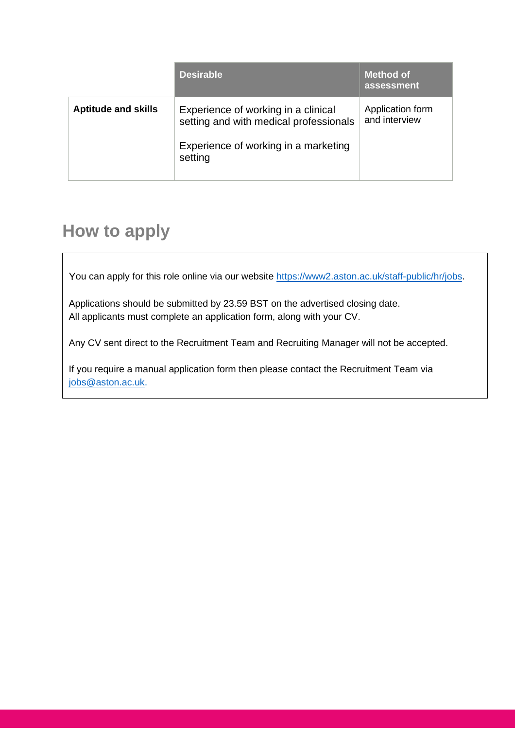| | Desirable | Method of assessment |
|---|---|---|
| **Aptitude and skills** | Experience of working in a clinical setting and with medical professionals<br><br>Experience of working in a marketing setting | Application form and interview |

## How to apply

You can apply for this role online via our website https://www2.aston.ac.uk/staff-public/hr/jobs.

Applications should be submitted by 23.59 BST on the advertised closing date.
All applicants must complete an application form, along with your CV.

Any CV sent direct to the Recruitment Team and Recruiting Manager will not be accepted.

If you require a manual application form then please contact the Recruitment Team via jobs@aston.ac.uk.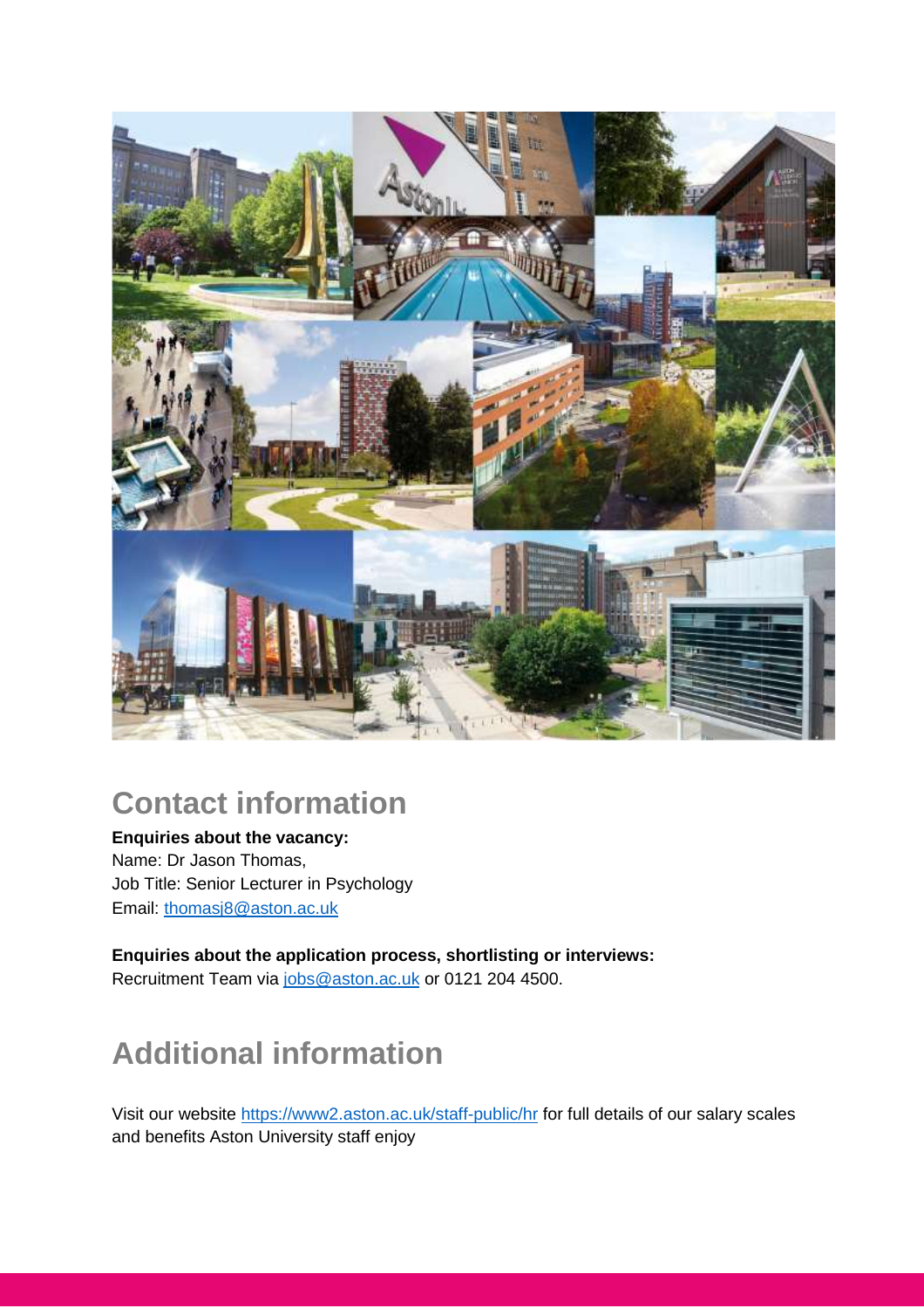## Contact information

**Enquiries about the vacancy:**
Name: Dr Jason Thomas,
Job Title: Senior Lecturer in Psychology
Email: thomasj8@aston.ac.uk

**Enquiries about the application process, shortlisting or interviews:**
Recruitment Team via jobs@aston.ac.uk or 0121 204 4500.

## Additional information

Visit our website https://www2.aston.ac.uk/staff-public/hr for full details of our salary scales and benefits Aston University staff enjoy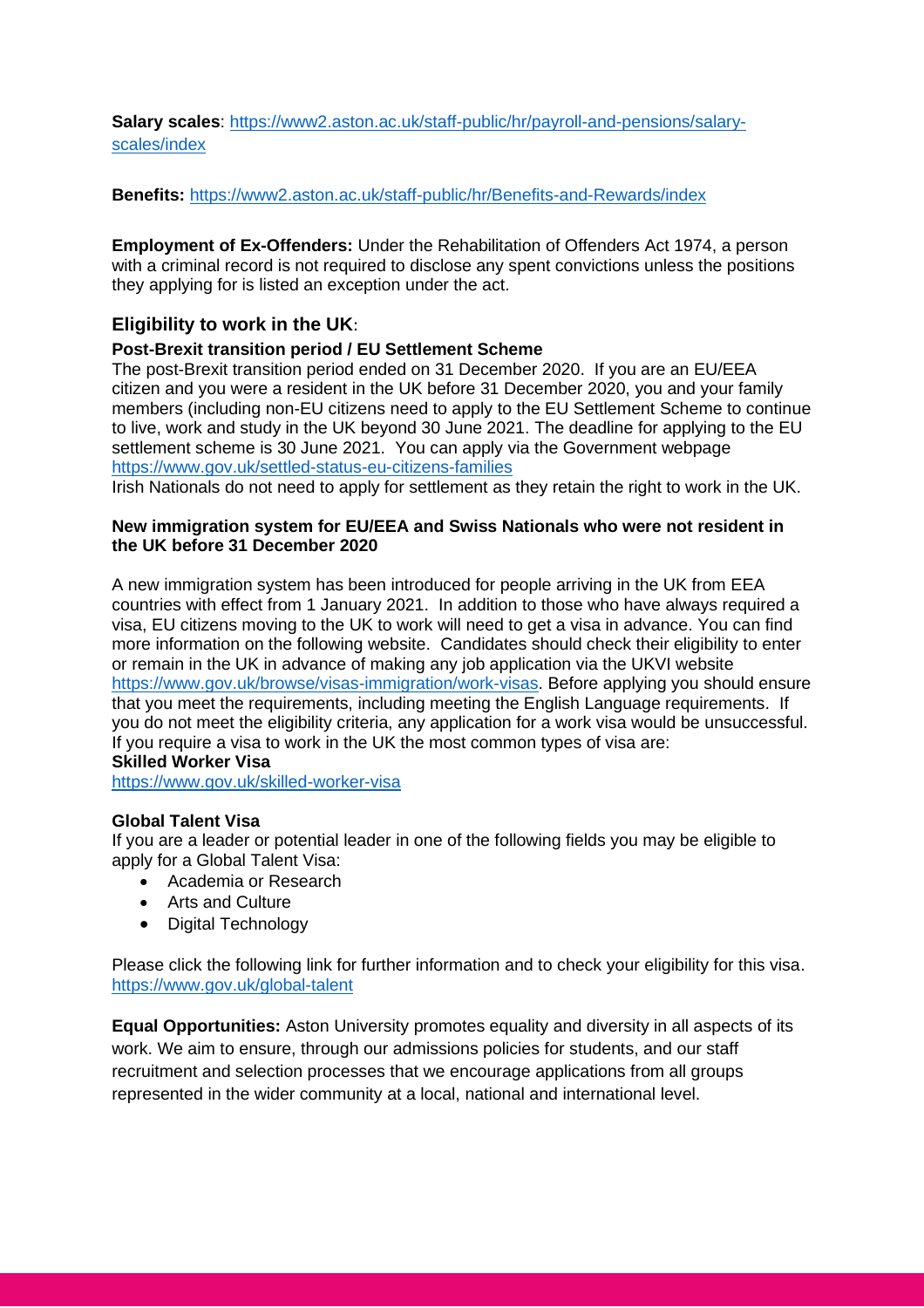**Salary scales**: https://www2.aston.ac.uk/staff-public/hr/payroll-and-pensions/salary-scales/index

**Benefits:** https://www2.aston.ac.uk/staff-public/hr/Benefits-and-Rewards/index

**Employment of Ex-Offenders:** Under the Rehabilitation of Offenders Act 1974, a person with a criminal record is not required to disclose any spent convictions unless the positions they applying for is listed an exception under the act.

## Eligibility to work in the UK:

**Post-Brexit transition period / EU Settlement Scheme**

The post-Brexit transition period ended on 31 December 2020. If you are an EU/EEA citizen and you were a resident in the UK before 31 December 2020, you and your family members (including non-EU citizens need to apply to the EU Settlement Scheme to continue to live, work and study in the UK beyond 30 June 2021. The deadline for applying to the EU settlement scheme is 30 June 2021. You can apply via the Government webpage https://www.gov.uk/settled-status-eu-citizens-families

Irish Nationals do not need to apply for settlement as they retain the right to work in the UK.

**New immigration system for EU/EEA and Swiss Nationals who were not resident in the UK before 31 December 2020**

A new immigration system has been introduced for people arriving in the UK from EEA countries with effect from 1 January 2021. In addition to those who have always required a visa, EU citizens moving to the UK to work will need to get a visa in advance. You can find more information on the following website. Candidates should check their eligibility to enter or remain in the UK in advance of making any job application via the UKVI website https://www.gov.uk/browse/visas-immigration/work-visas. Before applying you should ensure that you meet the requirements, including meeting the English Language requirements. If you do not meet the eligibility criteria, any application for a work visa would be unsuccessful. If you require a visa to work in the UK the most common types of visa are:

**Skilled Worker Visa**

https://www.gov.uk/skilled-worker-visa

**Global Talent Visa**

If you are a leader or potential leader in one of the following fields you may be eligible to apply for a Global Talent Visa:

- Academia or Research
- Arts and Culture
- Digital Technology

Please click the following link for further information and to check your eligibility for this visa. https://www.gov.uk/global-talent

**Equal Opportunities:** Aston University promotes equality and diversity in all aspects of its work. We aim to ensure, through our admissions policies for students, and our staff recruitment and selection processes that we encourage applications from all groups represented in the wider community at a local, national and international level.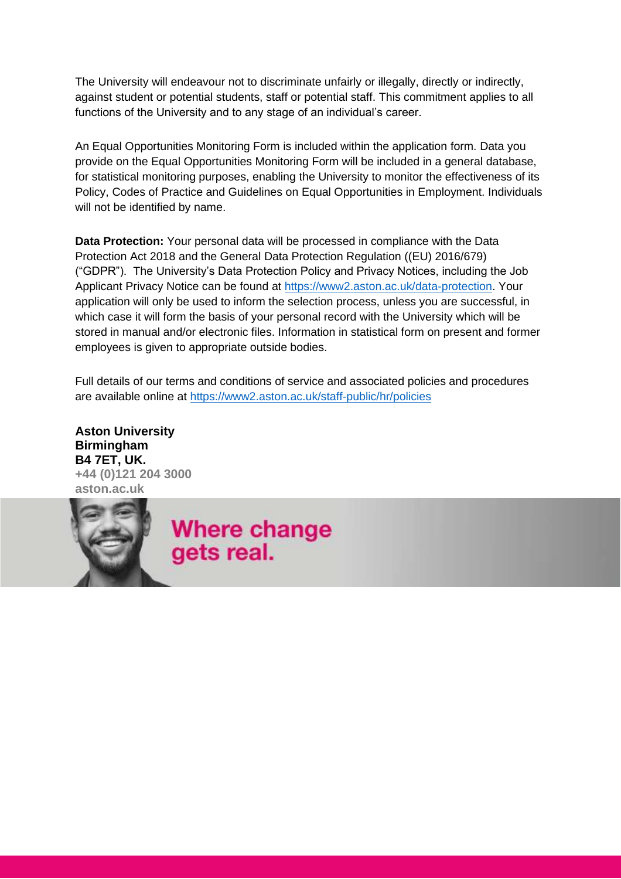The University will endeavour not to discriminate unfairly or illegally, directly or indirectly, against student or potential students, staff or potential staff. This commitment applies to all functions of the University and to any stage of an individual's career.

An Equal Opportunities Monitoring Form is included within the application form. Data you provide on the Equal Opportunities Monitoring Form will be included in a general database, for statistical monitoring purposes, enabling the University to monitor the effectiveness of its Policy, Codes of Practice and Guidelines on Equal Opportunities in Employment. Individuals will not be identified by name.

**Data Protection:** Your personal data will be processed in compliance with the Data Protection Act 2018 and the General Data Protection Regulation ((EU) 2016/679) ("GDPR"). The University's Data Protection Policy and Privacy Notices, including the Job Applicant Privacy Notice can be found at https://www2.aston.ac.uk/data-protection. Your application will only be used to inform the selection process, unless you are successful, in which case it will form the basis of your personal record with the University which will be stored in manual and/or electronic files. Information in statistical form on present and former employees is given to appropriate outside bodies.

Full details of our terms and conditions of service and associated policies and procedures are available online at https://www2.aston.ac.uk/staff-public/hr/policies

**Aston University**
**Birmingham**
**B4 7ET, UK.**
**+44 (0)121 204 3000**
**aston.ac.uk**

**Where change gets real.**